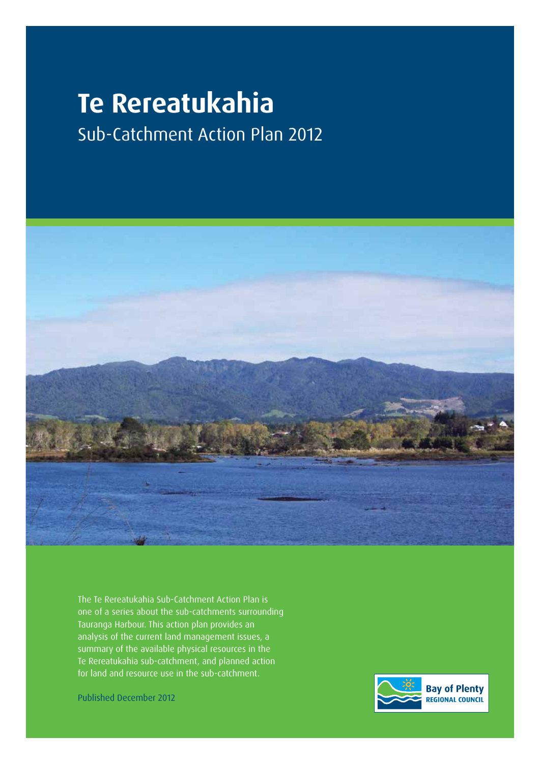# Te Rereatukahia

## Sub-Catchment Action Plan 2012

The Te Rereatukahia Sub-Catchment Action Plan is one of a series about the sub-catchments surrounding Tauranga Harbour. This action plan provides an analysis of the current land management issues, a summary of the available physical resources in the Te Rereatukahia sub-catchment, and planned action for land and resource use in the sub-catchment.

Published December 2012

Bay of Plenty
REGIONAL COUNCIL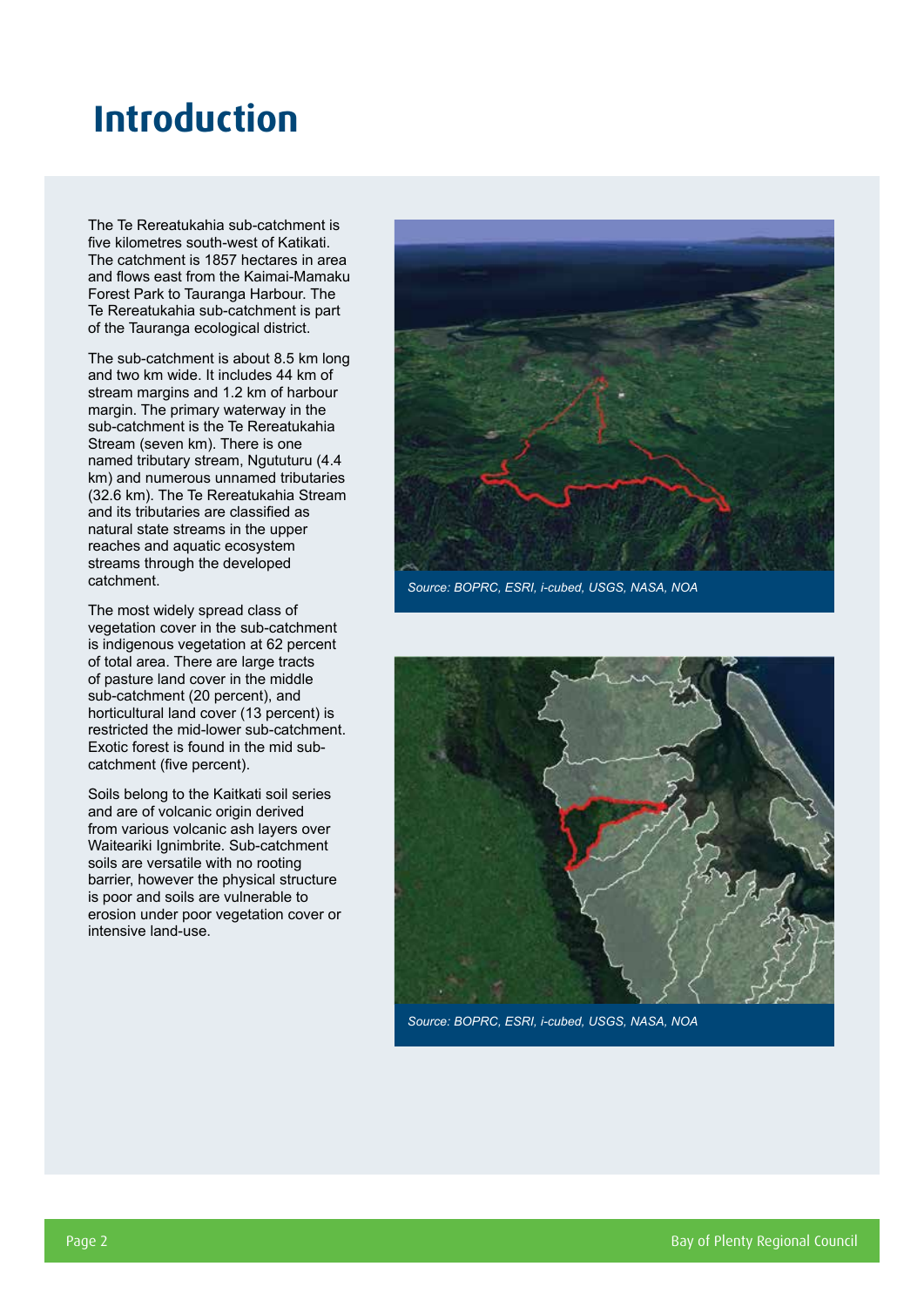# Introduction

The Te Rereatukahia sub-catchment is five kilometres south-west of Katikati. The catchment is 1857 hectares in area and flows east from the Kaimai-Mamaku Forest Park to Tauranga Harbour. The Te Rereatukahia sub-catchment is part of the Tauranga ecological district.

The sub-catchment is about 8.5 km long and two km wide. It includes 44 km of stream margins and 1.2 km of harbour margin. The primary waterway in the sub-catchment is the Te Rereatukahia Stream (seven km). There is one named tributary stream, Ngututuru (4.4 km) and numerous unnamed tributaries (32.6 km). The Te Rereatukahia Stream and its tributaries are classified as natural state streams in the upper reaches and aquatic ecosystem streams through the developed catchment.

The most widely spread class of vegetation cover in the sub-catchment is indigenous vegetation at 62 percent of total area. There are large tracts of pasture land cover in the middle sub-catchment (20 percent), and horticultural land cover (13 percent) is restricted the mid-lower sub-catchment. Exotic forest is found in the mid sub-catchment (five percent).

Soils belong to the Kaitkati soil series and are of volcanic origin derived from various volcanic ash layers over Waiteariki Ignimbrite. Sub-catchment soils are versatile with no rooting barrier, however the physical structure is poor and soils are vulnerable to erosion under poor vegetation cover or intensive land-use.

*Source: BOPRC, ESRI, i-cubed, USGS, NASA, NOA*

*Source: BOPRC, ESRI, i-cubed, USGS, NASA, NOA*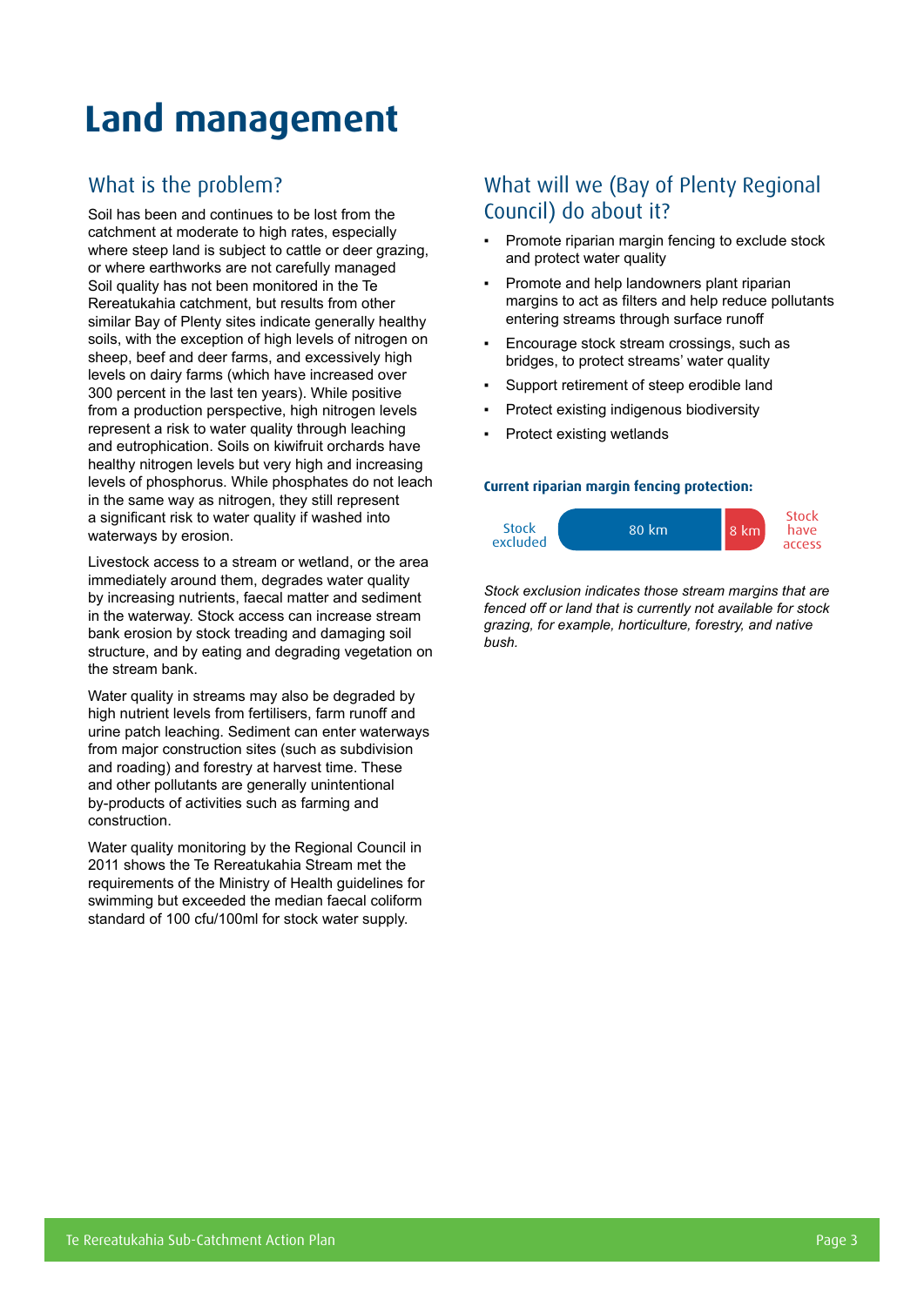# Land management

## What is the problem?

Soil has been and continues to be lost from the catchment at moderate to high rates, especially where steep land is subject to cattle or deer grazing, or where earthworks are not carefully managed Soil quality has not been monitored in the Te Rereatukahia catchment, but results from other similar Bay of Plenty sites indicate generally healthy soils, with the exception of high levels of nitrogen on sheep, beef and deer farms, and excessively high levels on dairy farms (which have increased over 300 percent in the last ten years). While positive from a production perspective, high nitrogen levels represent a risk to water quality through leaching and eutrophication. Soils on kiwifruit orchards have healthy nitrogen levels but very high and increasing levels of phosphorus. While phosphates do not leach in the same way as nitrogen, they still represent a significant risk to water quality if washed into waterways by erosion.

Livestock access to a stream or wetland, or the area immediately around them, degrades water quality by increasing nutrients, faecal matter and sediment in the waterway. Stock access can increase stream bank erosion by stock treading and damaging soil structure, and by eating and degrading vegetation on the stream bank.

Water quality in streams may also be degraded by high nutrient levels from fertilisers, farm runoff and urine patch leaching. Sediment can enter waterways from major construction sites (such as subdivision and roading) and forestry at harvest time. These and other pollutants are generally unintentional by-products of activities such as farming and construction.

Water quality monitoring by the Regional Council in 2011 shows the Te Rereatukahia Stream met the requirements of the Ministry of Health guidelines for swimming but exceeded the median faecal coliform standard of 100 cfu/100ml for stock water supply.

## What will we (Bay of Plenty Regional Council) do about it?

- Promote riparian margin fencing to exclude stock and protect water quality
- Promote and help landowners plant riparian margins to act as filters and help reduce pollutants entering streams through surface runoff
- Encourage stock stream crossings, such as bridges, to protect streams' water quality
- Support retirement of steep erodible land
- Protect existing indigenous biodiversity
- Protect existing wetlands

**Current riparian margin fencing protection:**

| Stock excluded | Stock have access |
|---|---|
| 80 km | 8 km |

*Stock exclusion indicates those stream margins that are fenced off or land that is currently not available for stock grazing, for example, horticulture, forestry, and native bush.*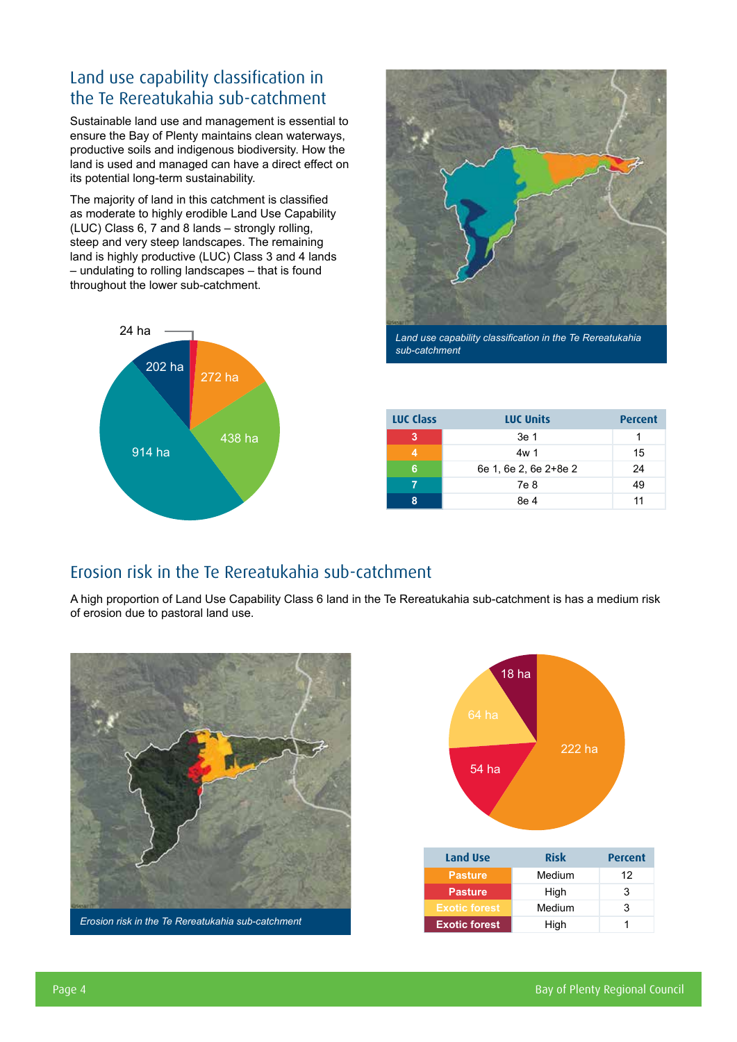## Land use capability classification in the Te Rereatukahia sub-catchment

Sustainable land use and management is essential to ensure the Bay of Plenty maintains clean waterways, productive soils and indigenous biodiversity. How the land is used and managed can have a direct effect on its potential long-term sustainability.

The majority of land in this catchment is classified as moderate to highly erodible Land Use Capability (LUC) Class 6, 7 and 8 lands – strongly rolling, steep and very steep landscapes. The remaining land is highly productive (LUC) Class 3 and 4 lands – undulating to rolling landscapes – that is found throughout the lower sub-catchment.

24 ha

202 ha

272 ha

438 ha

914 ha

*Land use capability classification in the Te Rereatukahia sub-catchment*

| LUC Class | LUC Units | Percent |
|---|---|---|
| 3 | 3e 1 | 1 |
| 4 | 4w 1 | 15 |
| 6 | 6e 1, 6e 2, 6e 2+8e 2 | 24 |
| 7 | 7e 8 | 49 |
| 8 | 8e 4 | 11 |

## Erosion risk in the Te Rereatukahia sub-catchment

A high proportion of Land Use Capability Class 6 land in the Te Rereatukahia sub-catchment is has a medium risk of erosion due to pastoral land use.

*Erosion risk in the Te Rereatukahia sub-catchment*

18 ha

64 ha

222 ha

54 ha

| Land Use | Risk | Percent |
|---|---|---|
| Pasture | Medium | 12 |
| Pasture | High | 3 |
| Exotic forest | Medium | 3 |
| Exotic forest | High | 1 |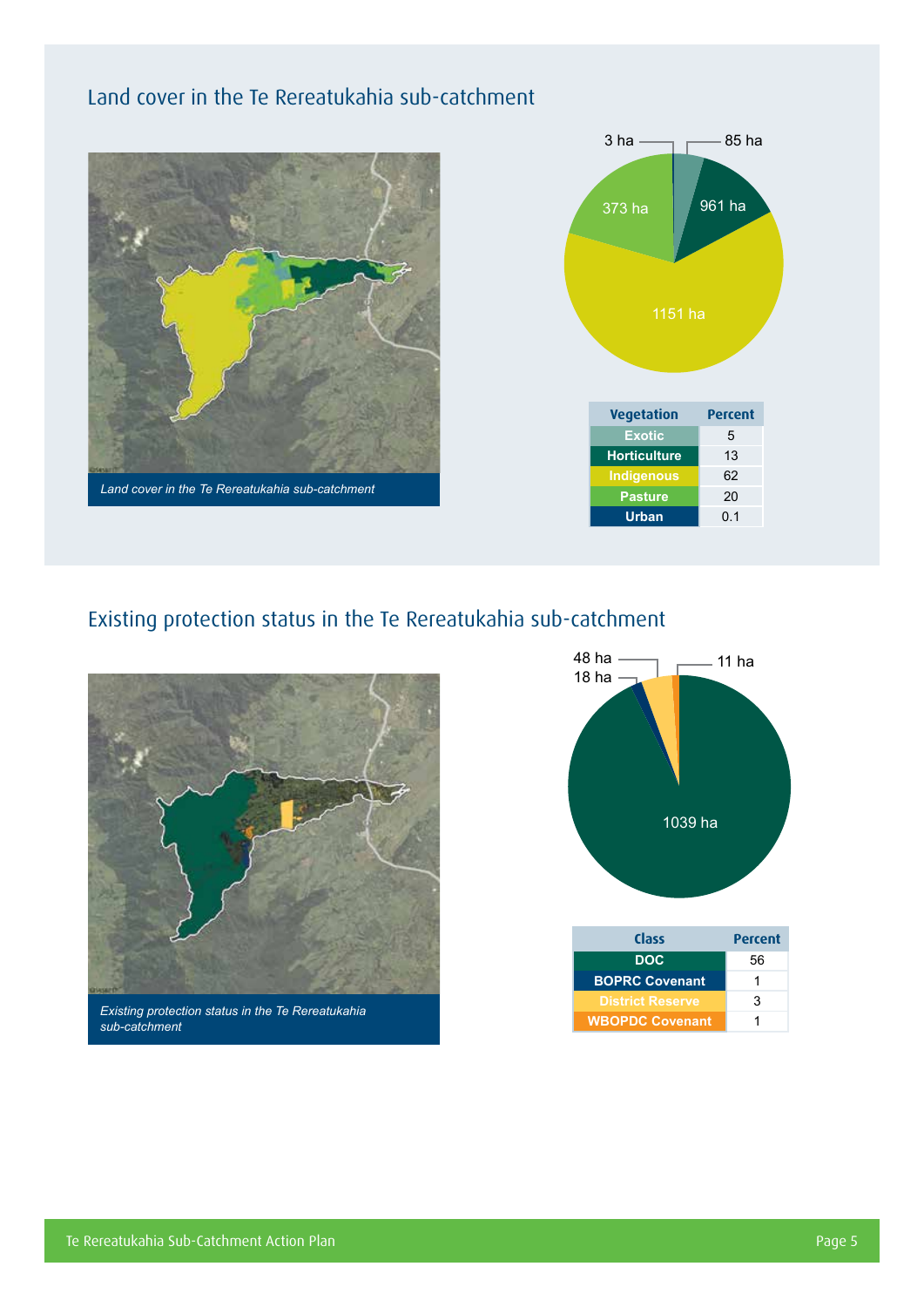## Land cover in the Te Rereatukahia sub-catchment

*Land cover in the Te Rereatukahia sub-catchment*

3 ha
85 ha
373 ha
961 ha
1151 ha

| Vegetation | Percent |
|---|---|
| Exotic | 5 |
| Horticulture | 13 |
| Indigenous | 62 |
| Pasture | 20 |
| Urban | 0.1 |

## Existing protection status in the Te Rereatukahia sub-catchment

*Existing protection status in the Te Rereatukahia sub-catchment*

48 ha
18 ha
11 ha
1039 ha

| Class | Percent |
|---|---|
| DOC | 56 |
| BOPRC Covenant | 1 |
| District Reserve | 3 |
| WBOPDC Covenant | 1 |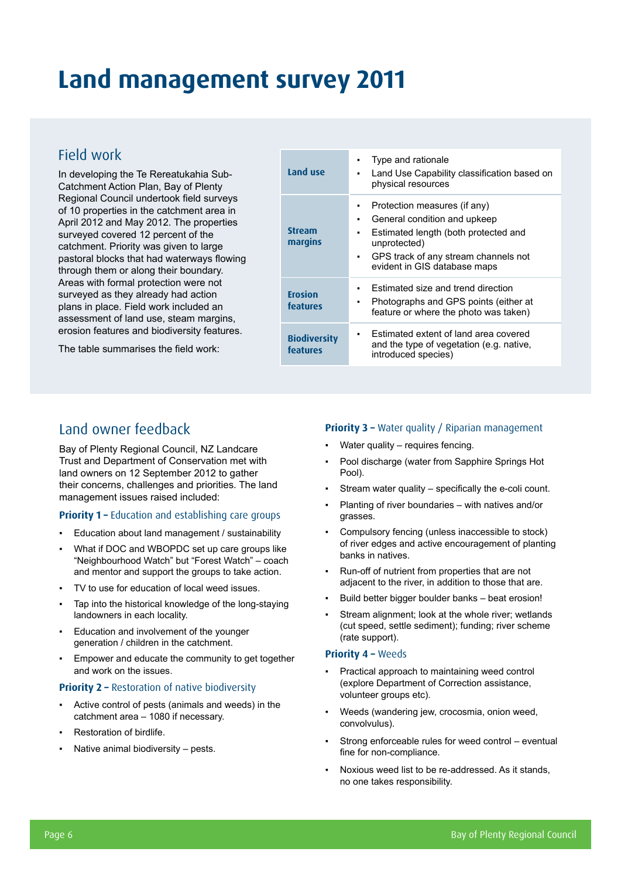# Land management survey 2011

## Field work

In developing the Te Rereatukahia Sub-Catchment Action Plan, Bay of Plenty Regional Council undertook field surveys of 10 properties in the catchment area in April 2012 and May 2012. The properties surveyed covered 12 percent of the catchment. Priority was given to large pastoral blocks that had waterways flowing through them or along their boundary. Areas with formal protection were not surveyed as they already had action plans in place. Field work included an assessment of land use, steam margins, erosion features and biodiversity features.

The table summarises the field work:

| | |
|---|---|
| **Land use** | ▪ Type and rationale<br>▪ Land Use Capability classification based on physical resources |
| **Stream margins** | ▪ Protection measures (if any)<br>▪ General condition and upkeep<br>▪ Estimated length (both protected and unprotected)<br>▪ GPS track of any stream channels not evident in GIS database maps |
| **Erosion features** | ▪ Estimated size and trend direction<br>▪ Photographs and GPS points (either at feature or where the photo was taken) |
| **Biodiversity features** | ▪ Estimated extent of land area covered and the type of vegetation (e.g. native, introduced species) |

## Land owner feedback

Bay of Plenty Regional Council, NZ Landcare Trust and Department of Conservation met with land owners on 12 September 2012 to gather their concerns, challenges and priorities. The land management issues raised included:

### Priority 1 – Education and establishing care groups

- Education about land management / sustainability
- What if DOC and WBOPDC set up care groups like "Neighbourhood Watch" but "Forest Watch" – coach and mentor and support the groups to take action.
- TV to use for education of local weed issues.
- Tap into the historical knowledge of the long-staying landowners in each locality.
- Education and involvement of the younger generation / children in the catchment.
- Empower and educate the community to get together and work on the issues.

### Priority 2 – Restoration of native biodiversity

- Active control of pests (animals and weeds) in the catchment area – 1080 if necessary.
- Restoration of birdlife.
- Native animal biodiversity – pests.

### Priority 3 – Water quality / Riparian management

- Water quality – requires fencing.
- Pool discharge (water from Sapphire Springs Hot Pool).
- Stream water quality – specifically the e-coli count.
- Planting of river boundaries – with natives and/or grasses.
- Compulsory fencing (unless inaccessible to stock) of river edges and active encouragement of planting banks in natives.
- Run-off of nutrient from properties that are not adjacent to the river, in addition to those that are.
- Build better bigger boulder banks – beat erosion!
- Stream alignment; look at the whole river; wetlands (cut speed, settle sediment); funding; river scheme (rate support).

### Priority 4 – Weeds

- Practical approach to maintaining weed control (explore Department of Correction assistance, volunteer groups etc).
- Weeds (wandering jew, crocosmia, onion weed, convolvulus).
- Strong enforceable rules for weed control – eventual fine for non-compliance.
- Noxious weed list to be re-addressed. As it stands, no one takes responsibility.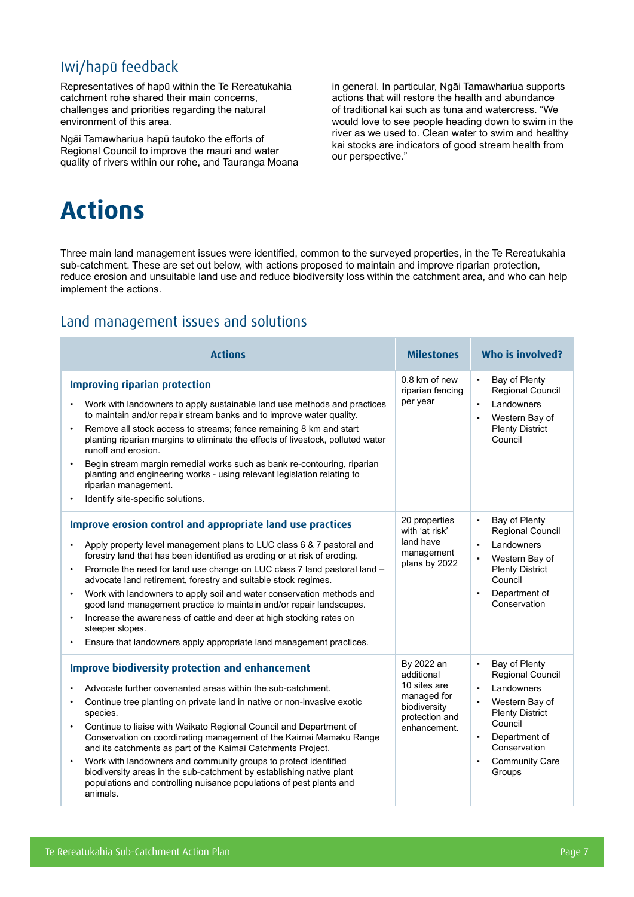## Iwi/hapū feedback

Representatives of hapū within the Te Rereatukahia catchment rohe shared their main concerns, challenges and priorities regarding the natural environment of this area.

Ngāi Tamawhariua hapū tautoko the efforts of Regional Council to improve the mauri and water quality of rivers within our rohe, and Tauranga Moana in general. In particular, Ngāi Tamawhariua supports actions that will restore the health and abundance of traditional kai such as tuna and watercress. "We would love to see people heading down to swim in the river as we used to. Clean water to swim and healthy kai stocks are indicators of good stream health from our perspective."

# Actions

Three main land management issues were identified, common to the surveyed properties, in the Te Rereatukahia sub-catchment. These are set out below, with actions proposed to maintain and improve riparian protection, reduce erosion and unsuitable land use and reduce biodiversity loss within the catchment area, and who can help implement the actions.

## Land management issues and solutions

| Actions | Milestones | Who is involved? |
|---|---|---|
| **Improving riparian protection**<br>• Work with landowners to apply sustainable land use methods and practices to maintain and/or repair stream banks and to improve water quality.<br>• Remove all stock access to streams; fence remaining 8 km and start planting riparian margins to eliminate the effects of livestock, polluted water runoff and erosion.<br>• Begin stream margin remedial works such as bank re-contouring, riparian planting and engineering works - using relevant legislation relating to riparian management.<br>• Identify site-specific solutions. | 0.8 km of new riparian fencing per year | • Bay of Plenty Regional Council<br>• Landowners<br>• Western Bay of Plenty District Council |
| **Improve erosion control and appropriate land use practices**<br>• Apply property level management plans to LUC class 6 & 7 pastoral and forestry land that has been identified as eroding or at risk of eroding.<br>• Promote the need for land use change on LUC class 7 land pastoral land – advocate land retirement, forestry and suitable stock regimes.<br>• Work with landowners to apply soil and water conservation methods and good land management practice to maintain and/or repair landscapes.<br>• Increase the awareness of cattle and deer at high stocking rates on steeper slopes.<br>• Ensure that landowners apply appropriate land management practices. | 20 properties with 'at risk' land have management plans by 2022 | • Bay of Plenty Regional Council<br>• Landowners<br>• Western Bay of Plenty District Council<br>• Department of Conservation |
| **Improve biodiversity protection and enhancement**<br>• Advocate further covenanted areas within the sub-catchment.<br>• Continue tree planting on private land in native or non-invasive exotic species.<br>• Continue to liaise with Waikato Regional Council and Department of Conservation on coordinating management of the Kaimai Mamaku Range and its catchments as part of the Kaimai Catchments Project.<br>• Work with landowners and community groups to protect identified biodiversity areas in the sub-catchment by establishing native plant populations and controlling nuisance populations of pest plants and animals. | By 2022 an additional 10 sites are managed for biodiversity protection and enhancement. | • Bay of Plenty Regional Council<br>• Landowners<br>• Western Bay of Plenty District Council<br>• Department of Conservation<br>• Community Care Groups |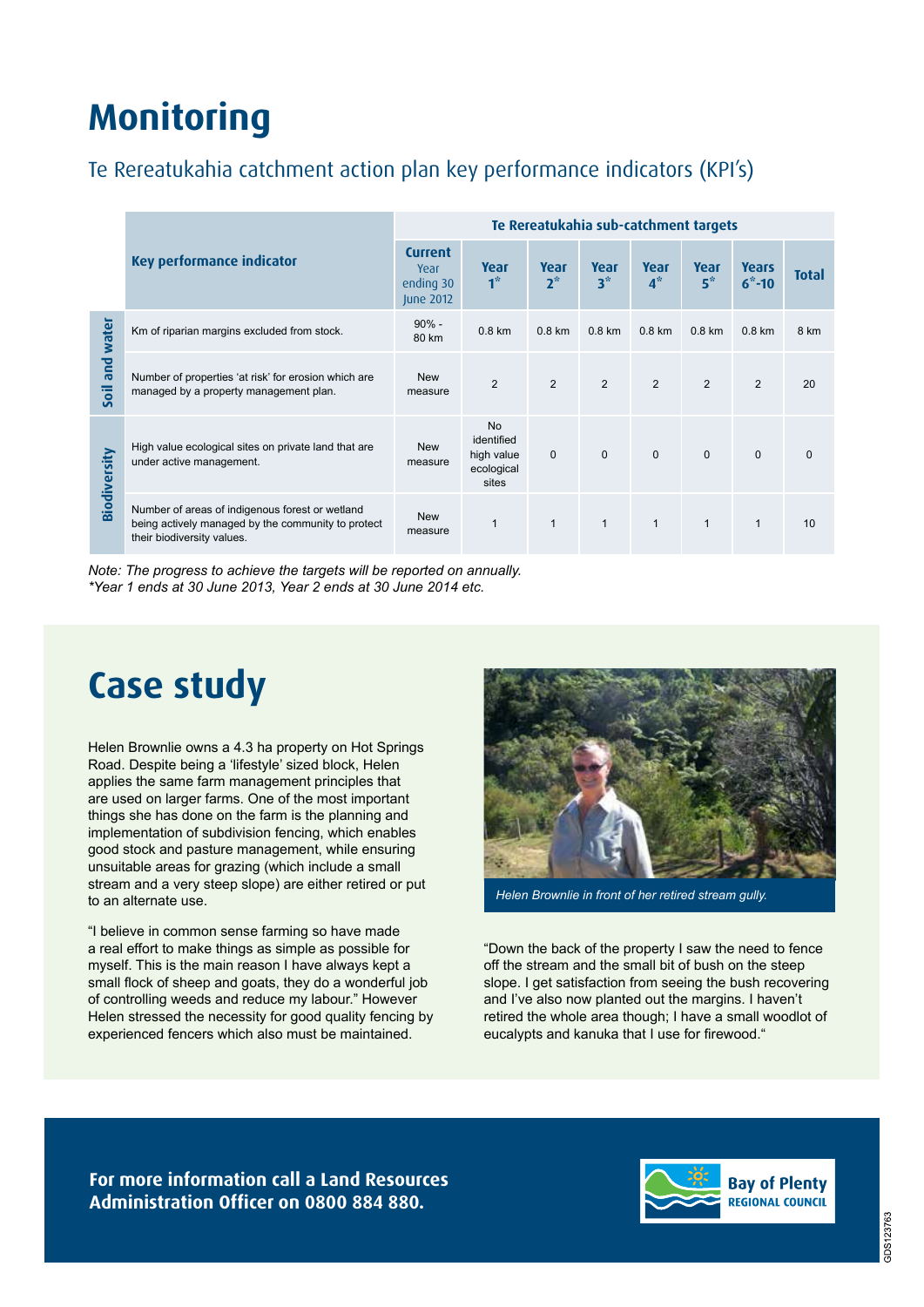# Monitoring

## Te Rereatukahia catchment action plan key performance indicators (KPI's)

| | Key performance indicator | Te Rereatukahia sub-catchment targets | | | | | | | |
|---|---|---|---|---|---|---|---|---|---|
| | | Current Year ending 30 June 2012 | Year 1* | Year 2* | Year 3* | Year 4* | Year 5* | Years 6*-10 | Total |
| Soil and water | Km of riparian margins excluded from stock. | 90% - 80 km | 0.8 km | 0.8 km | 0.8 km | 0.8 km | 0.8 km | 0.8 km | 8 km |
| Soil and water | Number of properties 'at risk' for erosion which are managed by a property management plan. | New measure | 2 | 2 | 2 | 2 | 2 | 2 | 20 |
| Biodiversity | High value ecological sites on private land that are under active management. | New measure | No identified high value ecological sites | 0 | 0 | 0 | 0 | 0 | 0 |
| Biodiversity | Number of areas of indigenous forest or wetland being actively managed by the community to protect their biodiversity values. | New measure | 1 | 1 | 1 | 1 | 1 | 1 | 10 |

*Note: The progress to achieve the targets will be reported on annually.*
*\*Year 1 ends at 30 June 2013, Year 2 ends at 30 June 2014 etc.*

# Case study

Helen Brownlie owns a 4.3 ha property on Hot Springs Road. Despite being a 'lifestyle' sized block, Helen applies the same farm management principles that are used on larger farms. One of the most important things she has done on the farm is the planning and implementation of subdivision fencing, which enables good stock and pasture management, while ensuring unsuitable areas for grazing (which include a small stream and a very steep slope) are either retired or put to an alternate use.

"I believe in common sense farming so have made a real effort to make things as simple as possible for myself. This is the main reason I have always kept a small flock of sheep and goats, they do a wonderful job of controlling weeds and reduce my labour." However Helen stressed the necessity for good quality fencing by experienced fencers which also must be maintained.

*Helen Brownlie in front of her retired stream gully.*

"Down the back of the property I saw the need to fence off the stream and the small bit of bush on the steep slope. I get satisfaction from seeing the bush recovering and I've also now planted out the margins. I haven't retired the whole area though; I have a small woodlot of eucalypts and kanuka that I use for firewood."

**For more information call a Land Resources Administration Officer on 0800 884 880.**

Bay of Plenty REGIONAL COUNCIL

GDS123763